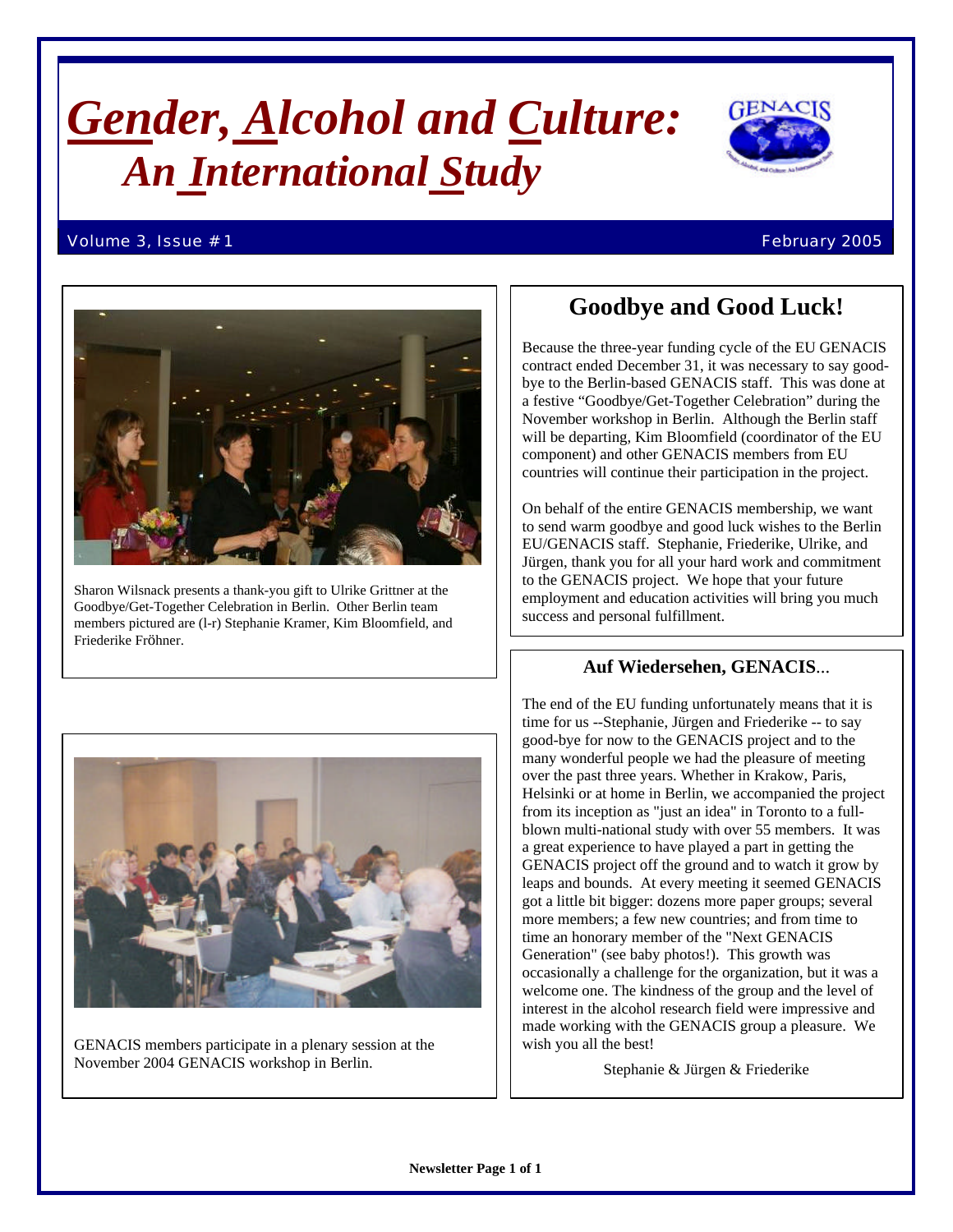# *Gender, Alcohol and Culture: An International Study*

Volume 3, Issue #1 February 2005

Sharon Wilsnack presents a thank-you gift to Ulrike Grittner at the Goodbye/Get-Together Celebration in Berlin. Other Berlin team members pictured are (l-r) Stephanie Kramer, Kim Bloomfield, and Friederike Fröhner.

GENACIS members participate in a plenary session at the November 2004 GENACIS workshop in Berlin.

## Goodbye and Good Luck!

Because the three-year funding cycle of the EU GENACIS contract ended December 31, it was necessary to say goodbye to the Berlin-based GENACIS staff. This was done at a festive "Goodbye/Get-Together Celebration" during the November workshop in Berlin. Although the Berlin staff will be departing, Kim Bloomfield (coordinator of the EU component) and other GENACIS members from EU countries will continue their participation in the project.

On behalf of the entire GENACIS membership, we want to send warm goodbye and good luck wishes to the Berlin EU/GENACIS staff. Stephanie, Friederike, Ulrike, and Jürgen, thank you for all your hard work and commitment to the GENACIS project. We hope that your future employment and education activities will bring you much success and personal fulfillment.

### Auf Wiedersehen, GENACIS...

The end of the EU funding unfortunately means that it is time for us --Stephanie, Jürgen and Friederike -- to say good-bye for now to the GENACIS project and to the many wonderful people we had the pleasure of meeting over the past three years. Whether in Krakow, Paris, Helsinki or at home in Berlin, we accompanied the project from its inception as "just an idea" in Toronto to a full-blown multi-national study with over 55 members. It was a great experience to have played a part in getting the GENACIS project off the ground and to watch it grow by leaps and bounds. At every meeting it seemed GENACIS got a little bit bigger: dozens more paper groups; several more members; a few new countries; and from time to time an honorary member of the "Next GENACIS Generation" (see baby photos!). This growth was occasionally a challenge for the organization, but it was a welcome one. The kindness of the group and the level of interest in the alcohol research field were impressive and made working with the GENACIS group a pleasure. We wish you all the best!

Stephanie & Jürgen & Friederike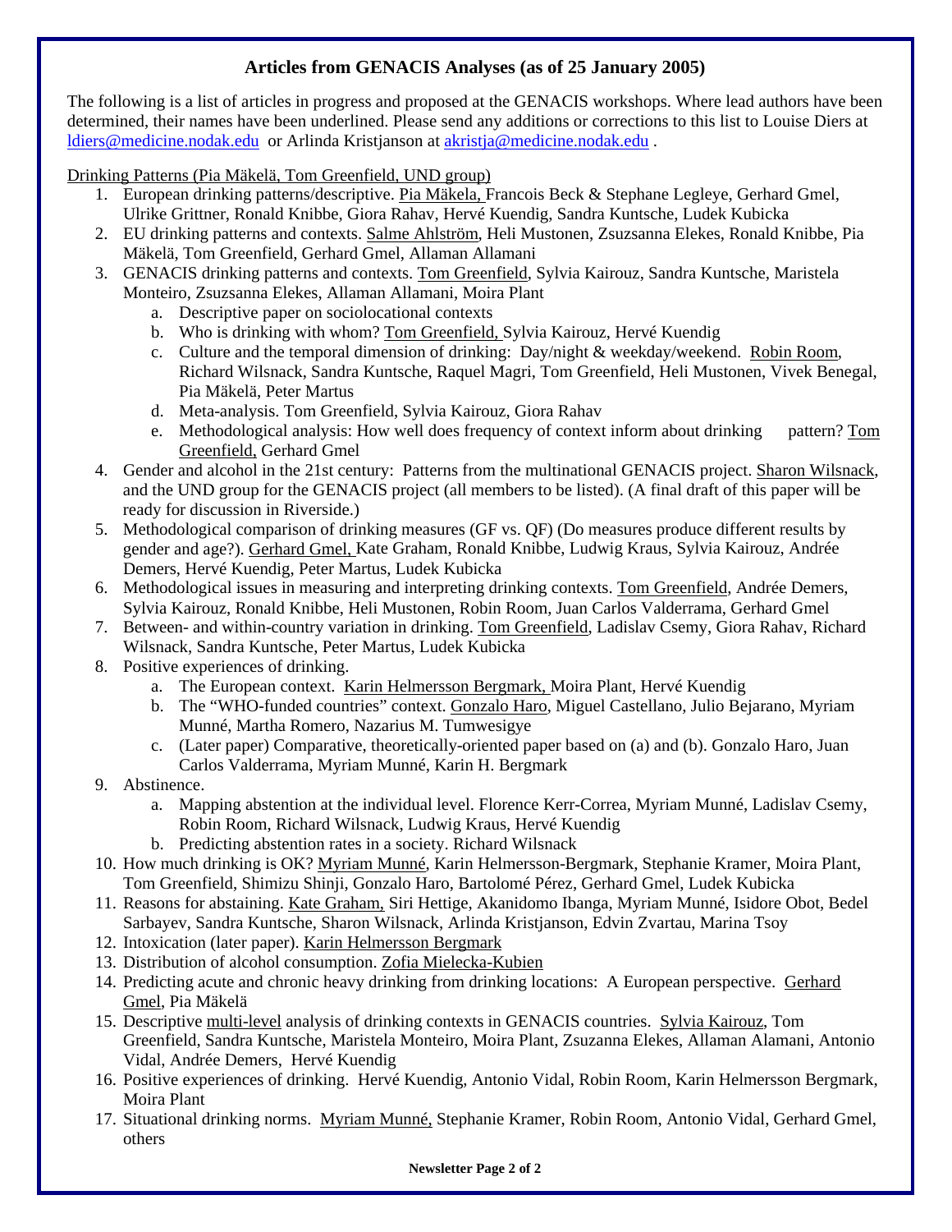## Articles from GENACIS Analyses (as of 25 January 2005)

The following is a list of articles in progress and proposed at the GENACIS workshops. Where lead authors have been determined, their names have been underlined. Please send any additions or corrections to this list to Louise Diers at ldiers@medicine.nodak.edu or Arlinda Kristjanson at akristja@medicine.nodak.edu .

Drinking Patterns (Pia Mäkelä, Tom Greenfield, UND group)

1. European drinking patterns/descriptive. Pia Mäkela, Francois Beck & Stephane Legleye, Gerhard Gmel, Ulrike Grittner, Ronald Knibbe, Giora Rahav, Hervé Kuendig, Sandra Kuntsche, Ludek Kubicka
2. EU drinking patterns and contexts. Salme Ahlström, Heli Mustonen, Zsuzsanna Elekes, Ronald Knibbe, Pia Mäkelä, Tom Greenfield, Gerhard Gmel, Allaman Allamani
3. GENACIS drinking patterns and contexts. Tom Greenfield, Sylvia Kairouz, Sandra Kuntsche, Maristela Monteiro, Zsuzsanna Elekes, Allaman Allamani, Moira Plant
   a. Descriptive paper on sociolocational contexts
   b. Who is drinking with whom? Tom Greenfield, Sylvia Kairouz, Hervé Kuendig
   c. Culture and the temporal dimension of drinking: Day/night & weekday/weekend. Robin Room, Richard Wilsnack, Sandra Kuntsche, Raquel Magri, Tom Greenfield, Heli Mustonen, Vivek Benegal, Pia Mäkelä, Peter Martus
   d. Meta-analysis. Tom Greenfield, Sylvia Kairouz, Giora Rahav
   e. Methodological analysis: How well does frequency of context inform about drinking pattern? Tom Greenfield, Gerhard Gmel
4. Gender and alcohol in the 21st century: Patterns from the multinational GENACIS project. Sharon Wilsnack, and the UND group for the GENACIS project (all members to be listed). (A final draft of this paper will be ready for discussion in Riverside.)
5. Methodological comparison of drinking measures (GF vs. QF) (Do measures produce different results by gender and age?). Gerhard Gmel, Kate Graham, Ronald Knibbe, Ludwig Kraus, Sylvia Kairouz, Andrée Demers, Hervé Kuendig, Peter Martus, Ludek Kubicka
6. Methodological issues in measuring and interpreting drinking contexts. Tom Greenfield, Andrée Demers, Sylvia Kairouz, Ronald Knibbe, Heli Mustonen, Robin Room, Juan Carlos Valderrama, Gerhard Gmel
7. Between- and within-country variation in drinking. Tom Greenfield, Ladislav Csemy, Giora Rahav, Richard Wilsnack, Sandra Kuntsche, Peter Martus, Ludek Kubicka
8. Positive experiences of drinking.
   a. The European context. Karin Helmersson Bergmark, Moira Plant, Hervé Kuendig
   b. The "WHO-funded countries" context. Gonzalo Haro, Miguel Castellano, Julio Bejarano, Myriam Munné, Martha Romero, Nazarius M. Tumwesigye
   c. (Later paper) Comparative, theoretically-oriented paper based on (a) and (b). Gonzalo Haro, Juan Carlos Valderrama, Myriam Munné, Karin H. Bergmark
9. Abstinence.
   a. Mapping abstention at the individual level. Florence Kerr-Correa, Myriam Munné, Ladislav Csemy, Robin Room, Richard Wilsnack, Ludwig Kraus, Hervé Kuendig
   b. Predicting abstention rates in a society. Richard Wilsnack
10. How much drinking is OK? Myriam Munné, Karin Helmersson-Bergmark, Stephanie Kramer, Moira Plant, Tom Greenfield, Shimizu Shinji, Gonzalo Haro, Bartolomé Pérez, Gerhard Gmel, Ludek Kubicka
11. Reasons for abstaining. Kate Graham, Siri Hettige, Akanidomo Ibanga, Myriam Munné, Isidore Obot, Bedel Sarbayev, Sandra Kuntsche, Sharon Wilsnack, Arlinda Kristjanson, Edvin Zvartau, Marina Tsoy
12. Intoxication (later paper). Karin Helmersson Bergmark
13. Distribution of alcohol consumption. Zofia Mielecka-Kubien
14. Predicting acute and chronic heavy drinking from drinking locations: A European perspective. Gerhard Gmel, Pia Mäkelä
15. Descriptive multi-level analysis of drinking contexts in GENACIS countries. Sylvia Kairouz, Tom Greenfield, Sandra Kuntsche, Maristela Monteiro, Moira Plant, Zsuzsanna Elekes, Allaman Alamani, Antonio Vidal, Andrée Demers, Hervé Kuendig
16. Positive experiences of drinking. Hervé Kuendig, Antonio Vidal, Robin Room, Karin Helmersson Bergmark, Moira Plant
17. Situational drinking norms. Myriam Munné, Stephanie Kramer, Robin Room, Antonio Vidal, Gerhard Gmel, others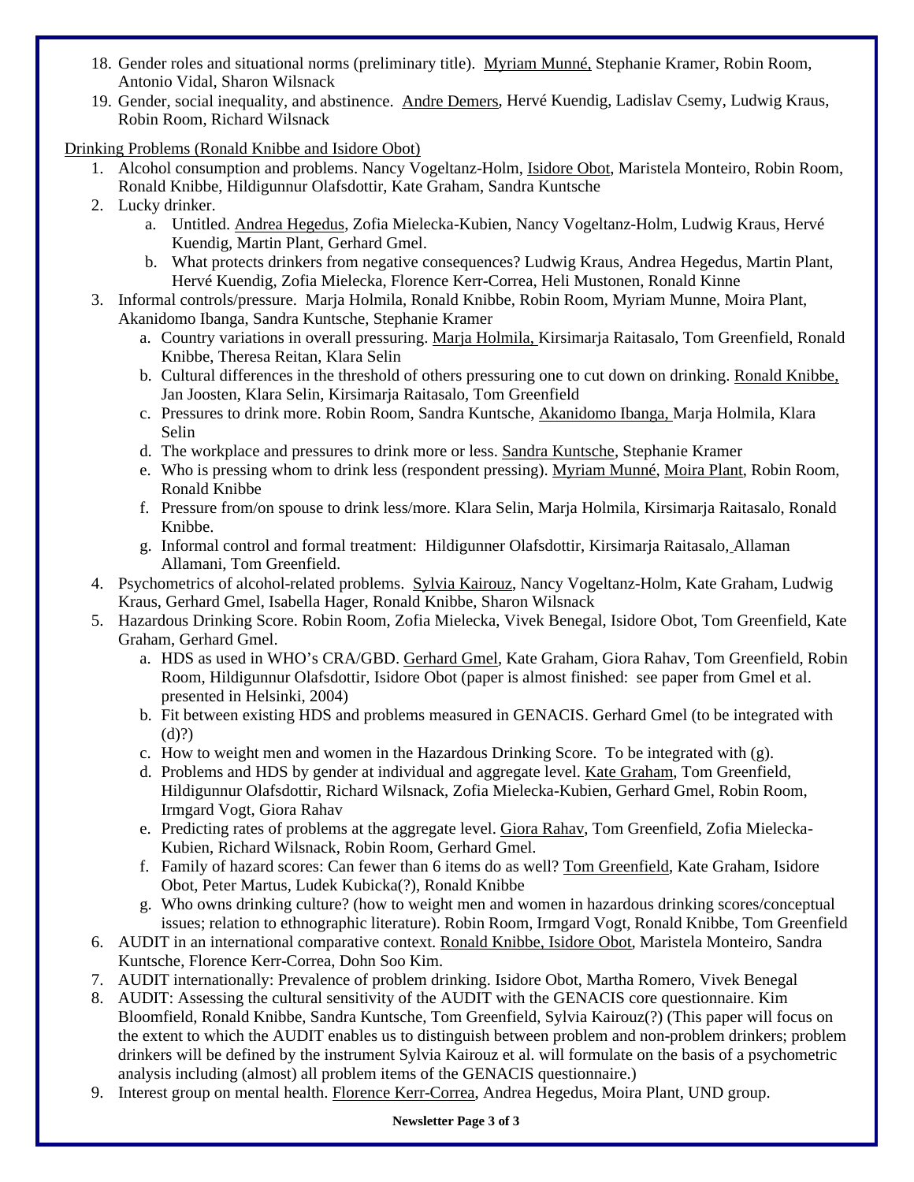18. Gender roles and situational norms (preliminary title). <u>Myriam Munné,</u> Stephanie Kramer, Robin Room, Antonio Vidal, Sharon Wilsnack
19. Gender, social inequality, and abstinence. <u>Andre Demers</u>, Hervé Kuendig, Ladislav Csemy, Ludwig Kraus, Robin Room, Richard Wilsnack

<u>Drinking Problems (Ronald Knibbe and Isidore Obot)</u>

1. Alcohol consumption and problems. Nancy Vogeltanz-Holm, <u>Isidore Obot</u>, Maristela Monteiro, Robin Room, Ronald Knibbe, Hildigunnur Olafsdottir, Kate Graham, Sandra Kuntsche
2. Lucky drinker.
   a. Untitled. <u>Andrea Hegedus</u>, Zofia Mielecka-Kubien, Nancy Vogeltanz-Holm, Ludwig Kraus, Hervé Kuendig, Martin Plant, Gerhard Gmel.
   b. What protects drinkers from negative consequences? Ludwig Kraus, Andrea Hegedus, Martin Plant, Hervé Kuendig, Zofia Mielecka, Florence Kerr-Correa, Heli Mustonen, Ronald Kinne
3. Informal controls/pressure. Marja Holmila, Ronald Knibbe, Robin Room, Myriam Munne, Moira Plant, Akanidomo Ibanga, Sandra Kuntsche, Stephanie Kramer
   a. Country variations in overall pressuring. <u>Marja Holmila,</u> Kirsimarja Raitasalo, Tom Greenfield, Ronald Knibbe, Theresa Reitan, Klara Selin
   b. Cultural differences in the threshold of others pressuring one to cut down on drinking. <u>Ronald Knibbe,</u> Jan Joosten, Klara Selin, Kirsimarja Raitasalo, Tom Greenfield
   c. Pressures to drink more. Robin Room, Sandra Kuntsche, <u>Akanidomo Ibanga,</u> Marja Holmila, Klara Selin
   d. The workplace and pressures to drink more or less. <u>Sandra Kuntsche</u>, Stephanie Kramer
   e. Who is pressing whom to drink less (respondent pressing). <u>Myriam Munné</u>, <u>Moira Plant</u>, Robin Room, Ronald Knibbe
   f. Pressure from/on spouse to drink less/more. Klara Selin, Marja Holmila, Kirsimarja Raitasalo, Ronald Knibbe.
   g. Informal control and formal treatment: Hildigunner Olafsdottir, Kirsimarja Raitasalo, Allaman Allamani, Tom Greenfield.
4. Psychometrics of alcohol-related problems. <u>Sylvia Kairouz</u>, Nancy Vogeltanz-Holm, Kate Graham, Ludwig Kraus, Gerhard Gmel, Isabella Hager, Ronald Knibbe, Sharon Wilsnack
5. Hazardous Drinking Score. Robin Room, Zofia Mielecka, Vivek Benegal, Isidore Obot, Tom Greenfield, Kate Graham, Gerhard Gmel.
   a. HDS as used in WHO's CRA/GBD. <u>Gerhard Gmel</u>, Kate Graham, Giora Rahav, Tom Greenfield, Robin Room, Hildigunnur Olafsdottir, Isidore Obot (paper is almost finished: see paper from Gmel et al. presented in Helsinki, 2004)
   b. Fit between existing HDS and problems measured in GENACIS. Gerhard Gmel (to be integrated with (d)?)
   c. How to weight men and women in the Hazardous Drinking Score. To be integrated with (g).
   d. Problems and HDS by gender at individual and aggregate level. <u>Kate Graham</u>, Tom Greenfield, Hildigunnur Olafsdottir, Richard Wilsnack, Zofia Mielecka-Kubien, Gerhard Gmel, Robin Room, Irmgard Vogt, Giora Rahav
   e. Predicting rates of problems at the aggregate level. <u>Giora Rahav</u>, Tom Greenfield, Zofia Mielecka-Kubien, Richard Wilsnack, Robin Room, Gerhard Gmel.
   f. Family of hazard scores: Can fewer than 6 items do as well? <u>Tom Greenfield</u>, Kate Graham, Isidore Obot, Peter Martus, Ludek Kubicka(?), Ronald Knibbe
   g. Who owns drinking culture? (how to weight men and women in hazardous drinking scores/conceptual issues; relation to ethnographic literature). Robin Room, Irmgard Vogt, Ronald Knibbe, Tom Greenfield
6. AUDIT in an international comparative context. <u>Ronald Knibbe, Isidore Obot</u>, Maristela Monteiro, Sandra Kuntsche, Florence Kerr-Correa, Dohn Soo Kim.
7. AUDIT internationally: Prevalence of problem drinking. Isidore Obot, Martha Romero, Vivek Benegal
8. AUDIT: Assessing the cultural sensitivity of the AUDIT with the GENACIS core questionnaire. Kim Bloomfield, Ronald Knibbe, Sandra Kuntsche, Tom Greenfield, Sylvia Kairouz(?) (This paper will focus on the extent to which the AUDIT enables us to distinguish between problem and non-problem drinkers; problem drinkers will be defined by the instrument Sylvia Kairouz et al. will formulate on the basis of a psychometric analysis including (almost) all problem items of the GENACIS questionnaire.)
9. Interest group on mental health. <u>Florence Kerr-Correa</u>, Andrea Hegedus, Moira Plant, UND group.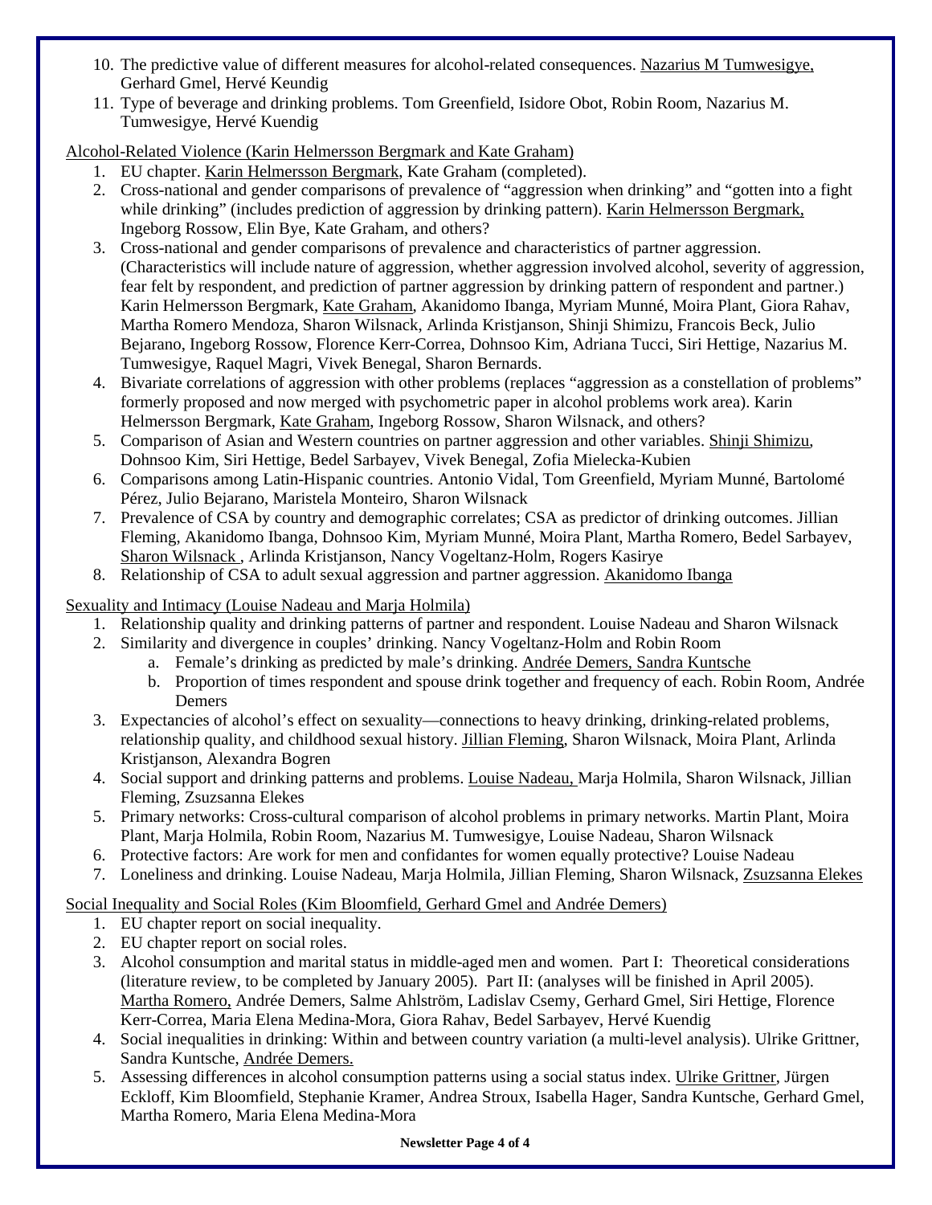10. The predictive value of different measures for alcohol-related consequences. <u>Nazarius M Tumwesigye,</u> Gerhard Gmel, Hervé Keundig
11. Type of beverage and drinking problems. Tom Greenfield, Isidore Obot, Robin Room, Nazarius M. Tumwesigye, Hervé Kuendig

<u>Alcohol-Related Violence (Karin Helmersson Bergmark and Kate Graham)</u>

1. EU chapter. <u>Karin Helmersson Bergmark</u>, Kate Graham (completed).
2. Cross-national and gender comparisons of prevalence of "aggression when drinking" and "gotten into a fight while drinking" (includes prediction of aggression by drinking pattern). <u>Karin Helmersson Bergmark,</u> Ingeborg Rossow, Elin Bye, Kate Graham, and others?
3. Cross-national and gender comparisons of prevalence and characteristics of partner aggression. (Characteristics will include nature of aggression, whether aggression involved alcohol, severity of aggression, fear felt by respondent, and prediction of partner aggression by drinking pattern of respondent and partner.) Karin Helmersson Bergmark, <u>Kate Graham</u>, Akanidomo Ibanga, Myriam Munné, Moira Plant, Giora Rahav, Martha Romero Mendoza, Sharon Wilsnack, Arlinda Kristjanson, Shinji Shimizu, Francois Beck, Julio Bejarano, Ingeborg Rossow, Florence Kerr-Correa, Dohnsoo Kim, Adriana Tucci, Siri Hettige, Nazarius M. Tumwesigye, Raquel Magri, Vivek Benegal, Sharon Bernards.
4. Bivariate correlations of aggression with other problems (replaces "aggression as a constellation of problems" formerly proposed and now merged with psychometric paper in alcohol problems work area). Karin Helmersson Bergmark, <u>Kate Graham</u>, Ingeborg Rossow, Sharon Wilsnack, and others?
5. Comparison of Asian and Western countries on partner aggression and other variables. <u>Shinji Shimizu</u>, Dohnsoo Kim, Siri Hettige, Bedel Sarbayev, Vivek Benegal, Zofia Mielecka-Kubien
6. Comparisons among Latin-Hispanic countries. Antonio Vidal, Tom Greenfield, Myriam Munné, Bartolomé Pérez, Julio Bejarano, Maristela Monteiro, Sharon Wilsnack
7. Prevalence of CSA by country and demographic correlates; CSA as predictor of drinking outcomes. Jillian Fleming, Akanidomo Ibanga, Dohnsoo Kim, Myriam Munné, Moira Plant, Martha Romero, Bedel Sarbayev, <u>Sharon Wilsnack</u> , Arlinda Kristjanson, Nancy Vogeltanz-Holm, Rogers Kasirye
8. Relationship of CSA to adult sexual aggression and partner aggression. <u>Akanidomo Ibanga</u>

<u>Sexuality and Intimacy (Louise Nadeau and Marja Holmila)</u>

1. Relationship quality and drinking patterns of partner and respondent. Louise Nadeau and Sharon Wilsnack
2. Similarity and divergence in couples' drinking. Nancy Vogeltanz-Holm and Robin Room
   a. Female's drinking as predicted by male's drinking. <u>Andrée Demers, Sandra Kuntsche</u>
   b. Proportion of times respondent and spouse drink together and frequency of each. Robin Room, Andrée Demers
3. Expectancies of alcohol's effect on sexuality—connections to heavy drinking, drinking-related problems, relationship quality, and childhood sexual history. <u>Jillian Fleming</u>, Sharon Wilsnack, Moira Plant, Arlinda Kristjanson, Alexandra Bogren
4. Social support and drinking patterns and problems. <u>Louise Nadeau,</u> Marja Holmila, Sharon Wilsnack, Jillian Fleming, Zsuzsanna Elekes
5. Primary networks: Cross-cultural comparison of alcohol problems in primary networks. Martin Plant, Moira Plant, Marja Holmila, Robin Room, Nazarius M. Tumwesigye, Louise Nadeau, Sharon Wilsnack
6. Protective factors: Are work for men and confidantes for women equally protective? Louise Nadeau
7. Loneliness and drinking. Louise Nadeau, Marja Holmila, Jillian Fleming, Sharon Wilsnack, <u>Zsuzsanna Elekes</u>

<u>Social Inequality and Social Roles (Kim Bloomfield, Gerhard Gmel and Andrée Demers)</u>

1. EU chapter report on social inequality.
2. EU chapter report on social roles.
3. Alcohol consumption and marital status in middle-aged men and women. Part I: Theoretical considerations (literature review, to be completed by January 2005). Part II: (analyses will be finished in April 2005). <u>Martha Romero,</u> Andrée Demers, Salme Ahlström, Ladislav Csemy, Gerhard Gmel, Siri Hettige, Florence Kerr-Correa, Maria Elena Medina-Mora, Giora Rahav, Bedel Sarbayev, Hervé Kuendig
4. Social inequalities in drinking: Within and between country variation (a multi-level analysis). Ulrike Grittner, Sandra Kuntsche, <u>Andrée Demers.</u>
5. Assessing differences in alcohol consumption patterns using a social status index. <u>Ulrike Grittner</u>, Jürgen Eckloff, Kim Bloomfield, Stephanie Kramer, Andrea Stroux, Isabella Hager, Sandra Kuntsche, Gerhard Gmel, Martha Romero, Maria Elena Medina-Mora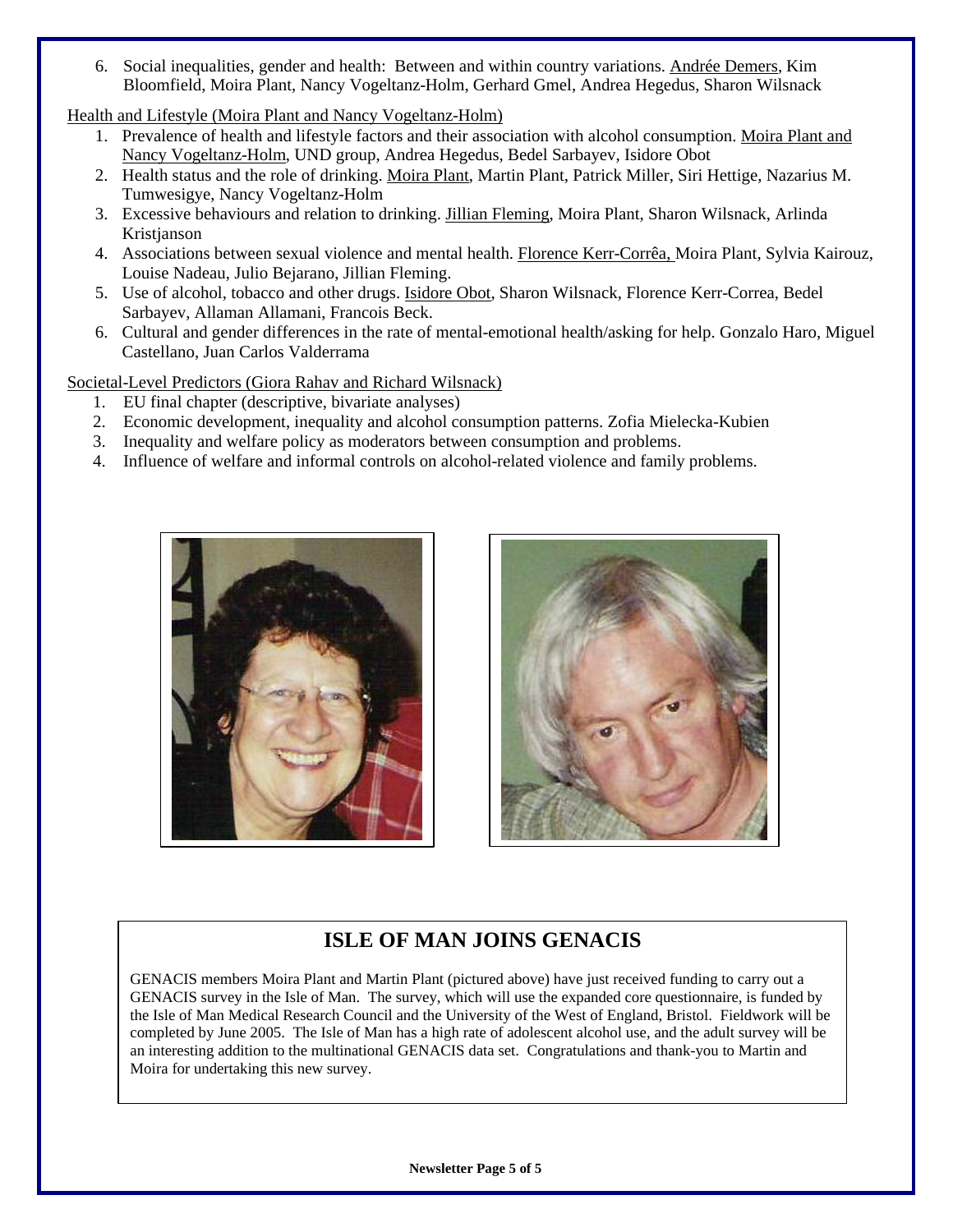6. Social inequalities, gender and health: Between and within country variations. Andrée Demers, Kim Bloomfield, Moira Plant, Nancy Vogeltanz-Holm, Gerhard Gmel, Andrea Hegedus, Sharon Wilsnack

Health and Lifestyle (Moira Plant and Nancy Vogeltanz-Holm)

1. Prevalence of health and lifestyle factors and their association with alcohol consumption. Moira Plant and Nancy Vogeltanz-Holm, UND group, Andrea Hegedus, Bedel Sarbayev, Isidore Obot
2. Health status and the role of drinking. Moira Plant, Martin Plant, Patrick Miller, Siri Hettige, Nazarius M. Tumwesigye, Nancy Vogeltanz-Holm
3. Excessive behaviours and relation to drinking. Jillian Fleming, Moira Plant, Sharon Wilsnack, Arlinda Kristjanson
4. Associations between sexual violence and mental health. Florence Kerr-Corrêa, Moira Plant, Sylvia Kairouz, Louise Nadeau, Julio Bejarano, Jillian Fleming.
5. Use of alcohol, tobacco and other drugs. Isidore Obot, Sharon Wilsnack, Florence Kerr-Correa, Bedel Sarbayev, Allaman Allamani, Francois Beck.
6. Cultural and gender differences in the rate of mental-emotional health/asking for help. Gonzalo Haro, Miguel Castellano, Juan Carlos Valderrama

Societal-Level Predictors (Giora Rahav and Richard Wilsnack)

1. EU final chapter (descriptive, bivariate analyses)
2. Economic development, inequality and alcohol consumption patterns. Zofia Mielecka-Kubien
3. Inequality and welfare policy as moderators between consumption and problems.
4. Influence of welfare and informal controls on alcohol-related violence and family problems.

## ISLE OF MAN JOINS GENACIS

GENACIS members Moira Plant and Martin Plant (pictured above) have just received funding to carry out a GENACIS survey in the Isle of Man. The survey, which will use the expanded core questionnaire, is funded by the Isle of Man Medical Research Council and the University of the West of England, Bristol. Fieldwork will be completed by June 2005. The Isle of Man has a high rate of adolescent alcohol use, and the adult survey will be an interesting addition to the multinational GENACIS data set. Congratulations and thank-you to Martin and Moira for undertaking this new survey.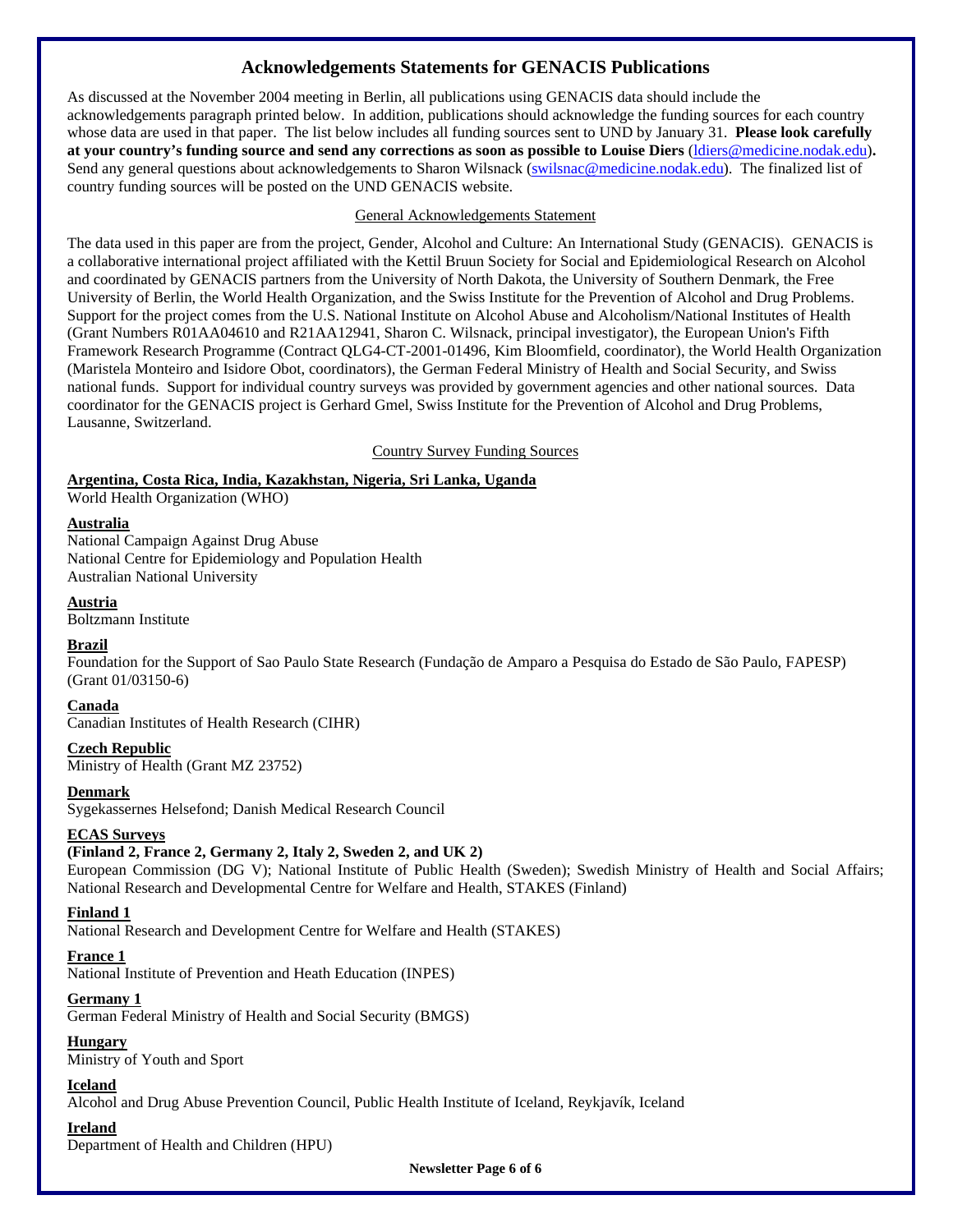## Acknowledgements Statements for GENACIS Publications

As discussed at the November 2004 meeting in Berlin, all publications using GENACIS data should include the acknowledgements paragraph printed below. In addition, publications should acknowledge the funding sources for each country whose data are used in that paper. The list below includes all funding sources sent to UND by January 31. **Please look carefully at your country's funding source and send any corrections as soon as possible to Louise Diers** (ldiers@medicine.nodak.edu)**.** Send any general questions about acknowledgements to Sharon Wilsnack (swilsnac@medicine.nodak.edu). The finalized list of country funding sources will be posted on the UND GENACIS website.

### General Acknowledgements Statement

The data used in this paper are from the project, Gender, Alcohol and Culture: An International Study (GENACIS). GENACIS is a collaborative international project affiliated with the Kettil Bruun Society for Social and Epidemiological Research on Alcohol and coordinated by GENACIS partners from the University of North Dakota, the University of Southern Denmark, the Free University of Berlin, the World Health Organization, and the Swiss Institute for the Prevention of Alcohol and Drug Problems. Support for the project comes from the U.S. National Institute on Alcohol Abuse and Alcoholism/National Institutes of Health (Grant Numbers R01AA04610 and R21AA12941, Sharon C. Wilsnack, principal investigator), the European Union's Fifth Framework Research Programme (Contract QLG4-CT-2001-01496, Kim Bloomfield, coordinator), the World Health Organization (Maristela Monteiro and Isidore Obot, coordinators), the German Federal Ministry of Health and Social Security, and Swiss national funds. Support for individual country surveys was provided by government agencies and other national sources. Data coordinator for the GENACIS project is Gerhard Gmel, Swiss Institute for the Prevention of Alcohol and Drug Problems, Lausanne, Switzerland.

### Country Survey Funding Sources

**Argentina, Costa Rica, India, Kazakhstan, Nigeria, Sri Lanka, Uganda**
World Health Organization (WHO)

**Australia**
National Campaign Against Drug Abuse
National Centre for Epidemiology and Population Health
Australian National University

**Austria**
Boltzmann Institute

**Brazil**
Foundation for the Support of Sao Paulo State Research (Fundação de Amparo a Pesquisa do Estado de São Paulo, FAPESP) (Grant 01/03150-6)

**Canada**
Canadian Institutes of Health Research (CIHR)

**Czech Republic**
Ministry of Health (Grant MZ 23752)

**Denmark**
Sygekassernes Helsefond; Danish Medical Research Council

**ECAS Surveys**
**(Finland 2, France 2, Germany 2, Italy 2, Sweden 2, and UK 2)**
European Commission (DG V); National Institute of Public Health (Sweden); Swedish Ministry of Health and Social Affairs; National Research and Developmental Centre for Welfare and Health, STAKES (Finland)

**Finland 1**
National Research and Development Centre for Welfare and Health (STAKES)

**France 1**
National Institute of Prevention and Heath Education (INPES)

**Germany 1**
German Federal Ministry of Health and Social Security (BMGS)

**Hungary**
Ministry of Youth and Sport

**Iceland**
Alcohol and Drug Abuse Prevention Council, Public Health Institute of Iceland, Reykjavík, Iceland

**Ireland**
Department of Health and Children (HPU)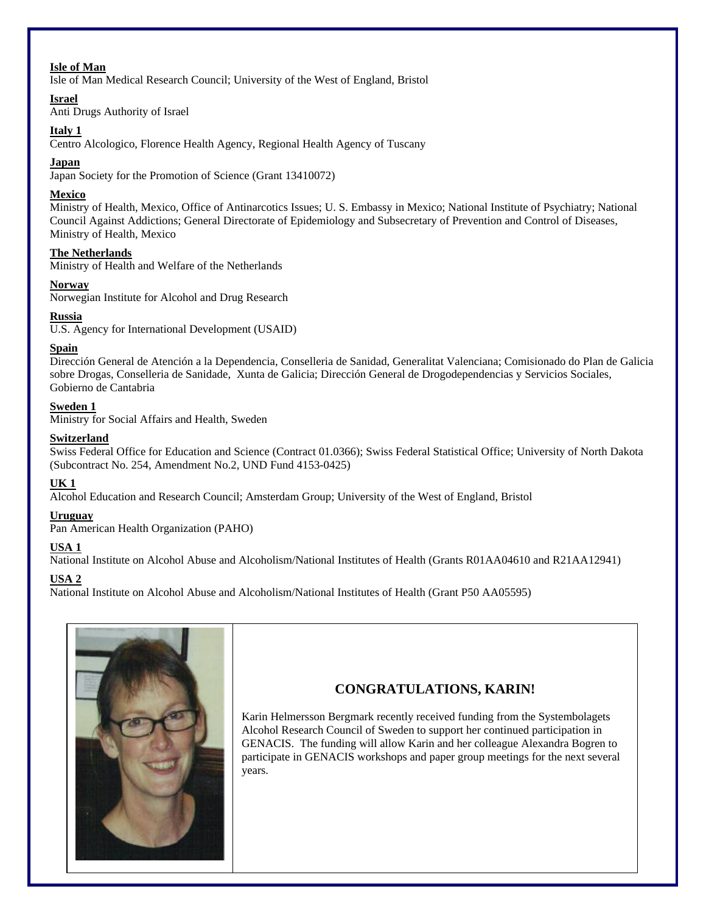**Isle of Man**
Isle of Man Medical Research Council; University of the West of England, Bristol

**Israel**
Anti Drugs Authority of Israel

**Italy 1**
Centro Alcologico, Florence Health Agency, Regional Health Agency of Tuscany

**Japan**
Japan Society for the Promotion of Science (Grant 13410072)

**Mexico**
Ministry of Health, Mexico, Office of Antinarcotics Issues; U. S. Embassy in Mexico; National Institute of Psychiatry; National Council Against Addictions; General Directorate of Epidemiology and Subsecretary of Prevention and Control of Diseases, Ministry of Health, Mexico

**The Netherlands**
Ministry of Health and Welfare of the Netherlands

**Norway**
Norwegian Institute for Alcohol and Drug Research

**Russia**
U.S. Agency for International Development (USAID)

**Spain**
Dirección General de Atención a la Dependencia, Conselleria de Sanidad, Generalitat Valenciana; Comisionado do Plan de Galicia sobre Drogas, Conselleria de Sanidade, Xunta de Galicia; Dirección General de Drogodependencias y Servicios Sociales, Gobierno de Cantabria

**Sweden 1**
Ministry for Social Affairs and Health, Sweden

**Switzerland**
Swiss Federal Office for Education and Science (Contract 01.0366); Swiss Federal Statistical Office; University of North Dakota (Subcontract No. 254, Amendment No.2, UND Fund 4153-0425)

**UK 1**
Alcohol Education and Research Council; Amsterdam Group; University of the West of England, Bristol

**Uruguay**
Pan American Health Organization (PAHO)

**USA 1**
National Institute on Alcohol Abuse and Alcoholism/National Institutes of Health (Grants R01AA04610 and R21AA12941)

**USA 2**
National Institute on Alcohol Abuse and Alcoholism/National Institutes of Health (Grant P50 AA05595)

## CONGRATULATIONS, KARIN!

Karin Helmersson Bergmark recently received funding from the Systembolagets Alcohol Research Council of Sweden to support her continued participation in GENACIS. The funding will allow Karin and her colleague Alexandra Bogren to participate in GENACIS workshops and paper group meetings for the next several years.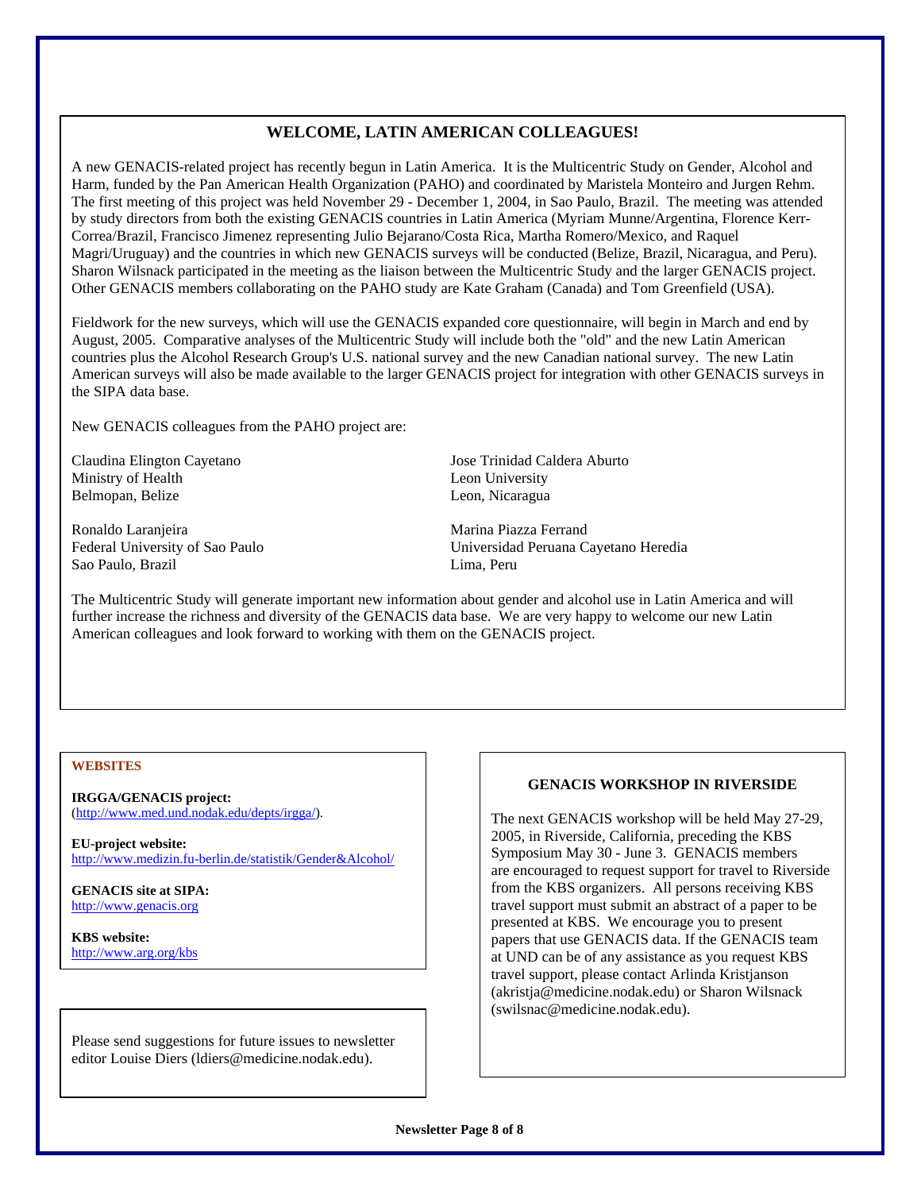## WELCOME, LATIN AMERICAN COLLEAGUES!

A new GENACIS-related project has recently begun in Latin America. It is the Multicentric Study on Gender, Alcohol and Harm, funded by the Pan American Health Organization (PAHO) and coordinated by Maristela Monteiro and Jurgen Rehm. The first meeting of this project was held November 29 - December 1, 2004, in Sao Paulo, Brazil. The meeting was attended by study directors from both the existing GENACIS countries in Latin America (Myriam Munne/Argentina, Florence Kerr-Correa/Brazil, Francisco Jimenez representing Julio Bejarano/Costa Rica, Martha Romero/Mexico, and Raquel Magri/Uruguay) and the countries in which new GENACIS surveys will be conducted (Belize, Brazil, Nicaragua, and Peru). Sharon Wilsnack participated in the meeting as the liaison between the Multicentric Study and the larger GENACIS project. Other GENACIS members collaborating on the PAHO study are Kate Graham (Canada) and Tom Greenfield (USA).

Fieldwork for the new surveys, which will use the GENACIS expanded core questionnaire, will begin in March and end by August, 2005. Comparative analyses of the Multicentric Study will include both the "old" and the new Latin American countries plus the Alcohol Research Group's U.S. national survey and the new Canadian national survey. The new Latin American surveys will also be made available to the larger GENACIS project for integration with other GENACIS surveys in the SIPA data base.

New GENACIS colleagues from the PAHO project are:

Claudina Elington Cayetano
Ministry of Health
Belmopan, Belize

Jose Trinidad Caldera Aburto
Leon University
Leon, Nicaragua

Ronaldo Laranjeira
Federal University of Sao Paulo
Sao Paulo, Brazil

Marina Piazza Ferrand
Universidad Peruana Cayetano Heredia
Lima, Peru

The Multicentric Study will generate important new information about gender and alcohol use in Latin America and will further increase the richness and diversity of the GENACIS data base. We are very happy to welcome our new Latin American colleagues and look forward to working with them on the GENACIS project.

### WEBSITES

**IRGGA/GENACIS project:**
(http://www.med.und.nodak.edu/depts/irgga/).

**EU-project website:**
http://www.medizin.fu-berlin.de/statistik/Gender&Alcohol/

**GENACIS site at SIPA:**
http://www.genacis.org

**KBS website:**
http://www.arg.org/kbs

Please send suggestions for future issues to newsletter editor Louise Diers (ldiers@medicine.nodak.edu).

### GENACIS WORKSHOP IN RIVERSIDE

The next GENACIS workshop will be held May 27-29, 2005, in Riverside, California, preceding the KBS Symposium May 30 - June 3. GENACIS members are encouraged to request support for travel to Riverside from the KBS organizers. All persons receiving KBS travel support must submit an abstract of a paper to be presented at KBS. We encourage you to present papers that use GENACIS data. If the GENACIS team at UND can be of any assistance as you request KBS travel support, please contact Arlinda Kristjanson (akristja@medicine.nodak.edu) or Sharon Wilsnack (swilsnac@medicine.nodak.edu).